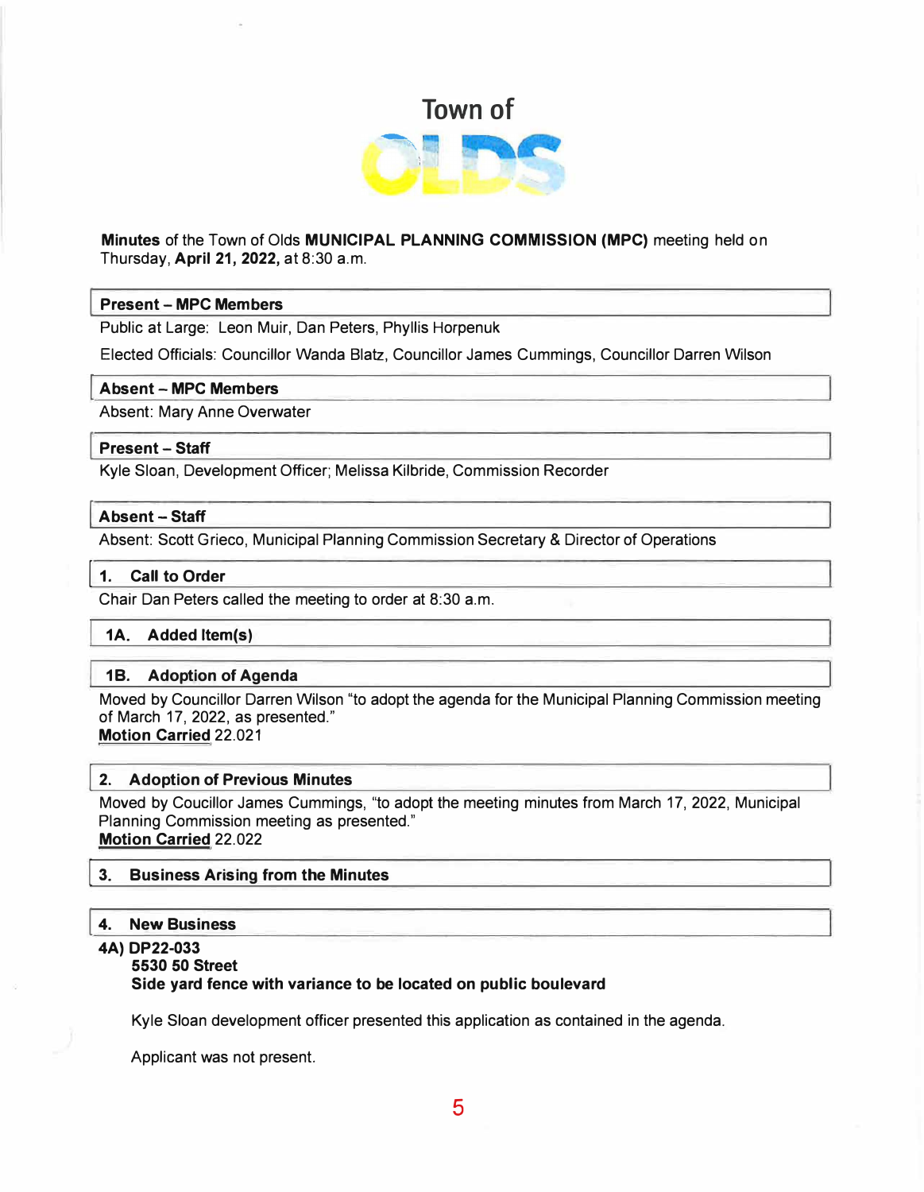# Town of OLDS

**Minutes** of the Town of Olds **MUNICIPAL PLANNING COMMISSION (MPC)** meeting held on Thursday, **April 21, 2022,** at 8:30 a.m.

## Present – MPC Members

Public at Large: Leon Muir, Dan Peters, Phyllis Horpenuk

Elected Officials: Councillor Wanda Blatz, Councillor James Cummings, Councillor Darren Wilson

## Absent – MPC Members

Absent: Mary Anne Overwater

## Present – Staff

Kyle Sloan, Development Officer; Melissa Kilbride, Commission Recorder

## Absent – Staff

Absent: Scott Grieco, Municipal Planning Commission Secretary & Director of Operations

## 1. Call to Order

Chair Dan Peters called the meeting to order at 8:30 a.m.

## 1A. Added Item(s)

## 1B. Adoption of Agenda

Moved by Councillor Darren Wilson "to adopt the agenda for the Municipal Planning Commission meeting of March 17, 2022, as presented."
**Motion Carried** 22.021

## 2. Adoption of Previous Minutes

Moved by Coucillor James Cummings, "to adopt the meeting minutes from March 17, 2022, Municipal Planning Commission meeting as presented."
**Motion Carried** 22.022

## 3. Business Arising from the Minutes

## 4. New Business

**4A) DP22-033**
**5530 50 Street**
**Side yard fence with variance to be located on public boulevard**

Kyle Sloan development officer presented this application as contained in the agenda.

Applicant was not present.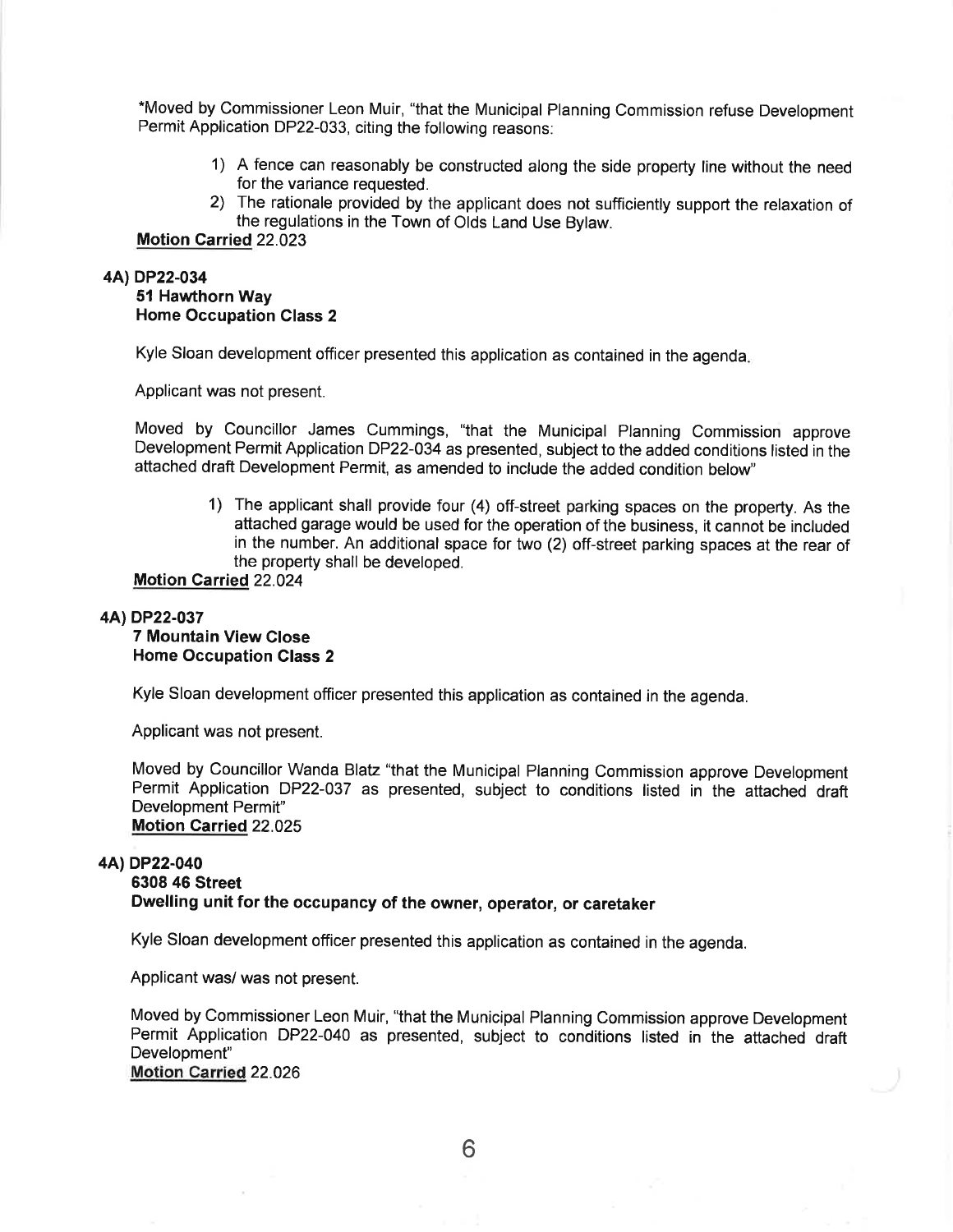*Moved by Commissioner Leon Muir, "that the Municipal Planning Commission refuse Development Permit Application DP22-033, citing the following reasons:

1) A fence can reasonably be constructed along the side property line without the need for the variance requested.
2) The rationale provided by the applicant does not sufficiently support the relaxation of the regulations in the Town of Olds Land Use Bylaw.

**Motion Carried** 22.023

**4A) DP22-034**
**51 Hawthorn Way**
**Home Occupation Class 2**

Kyle Sloan development officer presented this application as contained in the agenda.

Applicant was not present.

Moved by Councillor James Cummings, "that the Municipal Planning Commission approve Development Permit Application DP22-034 as presented, subject to the added conditions listed in the attached draft Development Permit, as amended to include the added condition below"

1) The applicant shall provide four (4) off-street parking spaces on the property. As the attached garage would be used for the operation of the business, it cannot be included in the number. An additional space for two (2) off-street parking spaces at the rear of the property shall be developed.

**Motion Carried** 22.024

**4A) DP22-037**
**7 Mountain View Close**
**Home Occupation Class 2**

Kyle Sloan development officer presented this application as contained in the agenda.

Applicant was not present.

Moved by Councillor Wanda Blatz "that the Municipal Planning Commission approve Development Permit Application DP22-037 as presented, subject to conditions listed in the attached draft Development Permit"
**Motion Carried** 22.025

**4A) DP22-040**
**6308 46 Street**
**Dwelling unit for the occupancy of the owner, operator, or caretaker**

Kyle Sloan development officer presented this application as contained in the agenda.

Applicant was/ was not present.

Moved by Commissioner Leon Muir, "that the Municipal Planning Commission approve Development Permit Application DP22-040 as presented, subject to conditions listed in the attached draft Development"
**Motion Carried** 22.026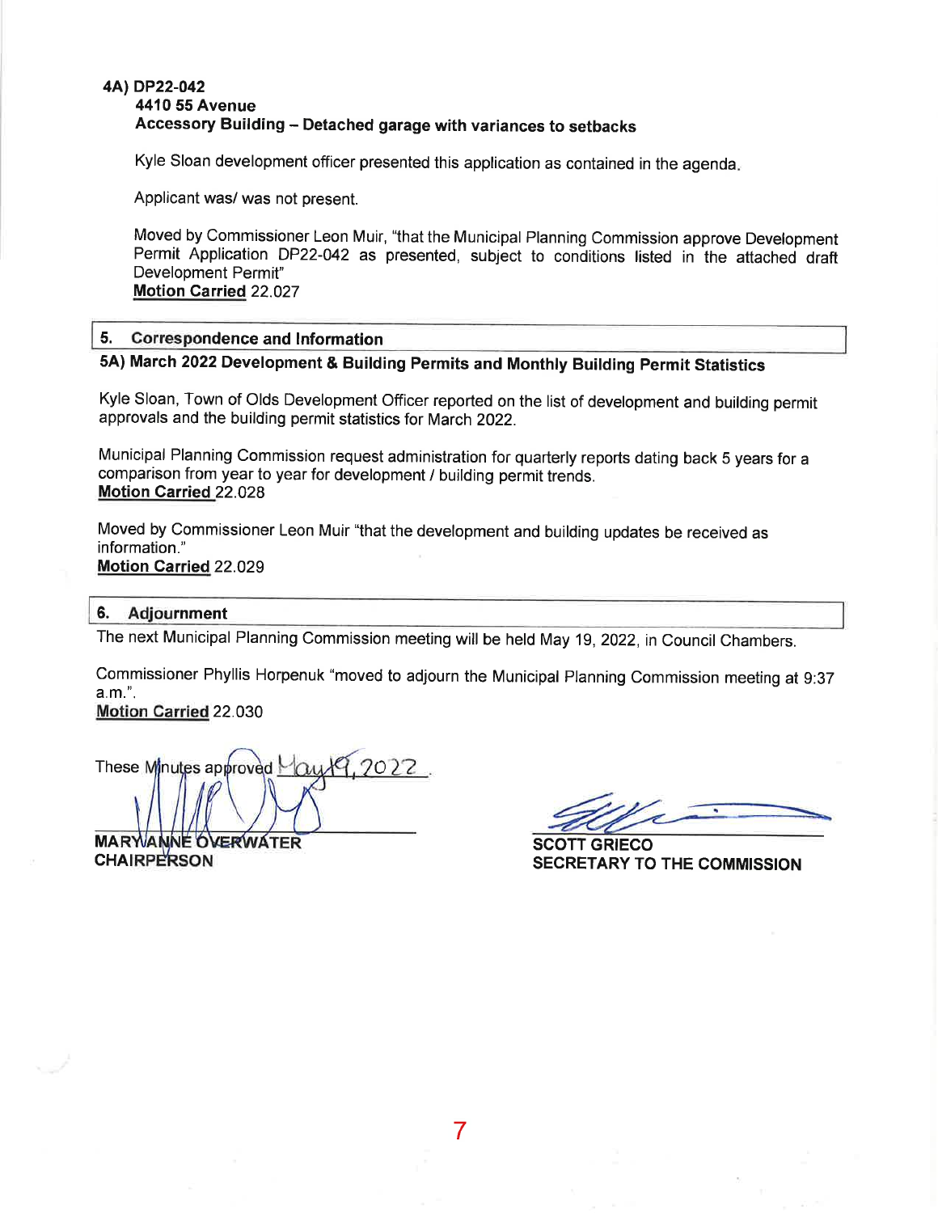**4A) DP22-042**
**4410 55 Avenue**
**Accessory Building – Detached garage with variances to setbacks**

Kyle Sloan development officer presented this application as contained in the agenda.

Applicant was/ was not present.

Moved by Commissioner Leon Muir, "that the Municipal Planning Commission approve Development Permit Application DP22-042 as presented, subject to conditions listed in the attached draft Development Permit"
**Motion Carried** 22.027

## 5. Correspondence and Information

**5A) March 2022 Development & Building Permits and Monthly Building Permit Statistics**

Kyle Sloan, Town of Olds Development Officer reported on the list of development and building permit approvals and the building permit statistics for March 2022.

Municipal Planning Commission request administration for quarterly reports dating back 5 years for a comparison from year to year for development / building permit trends.
**Motion Carried** 22.028

Moved by Commissioner Leon Muir "that the development and building updates be received as information."
**Motion Carried** 22.029

## 6. Adjournment

The next Municipal Planning Commission meeting will be held May 19, 2022, in Council Chambers.

Commissioner Phyllis Horpenuk "moved to adjourn the Municipal Planning Commission meeting at 9:37 a.m.".
**Motion Carried** 22.030

These Minutes approved May 19, 2022.

**MARYANNE OVERWATER**
**CHAIRPERSON**

**SCOTT GRIECO**
**SECRETARY TO THE COMMISSION**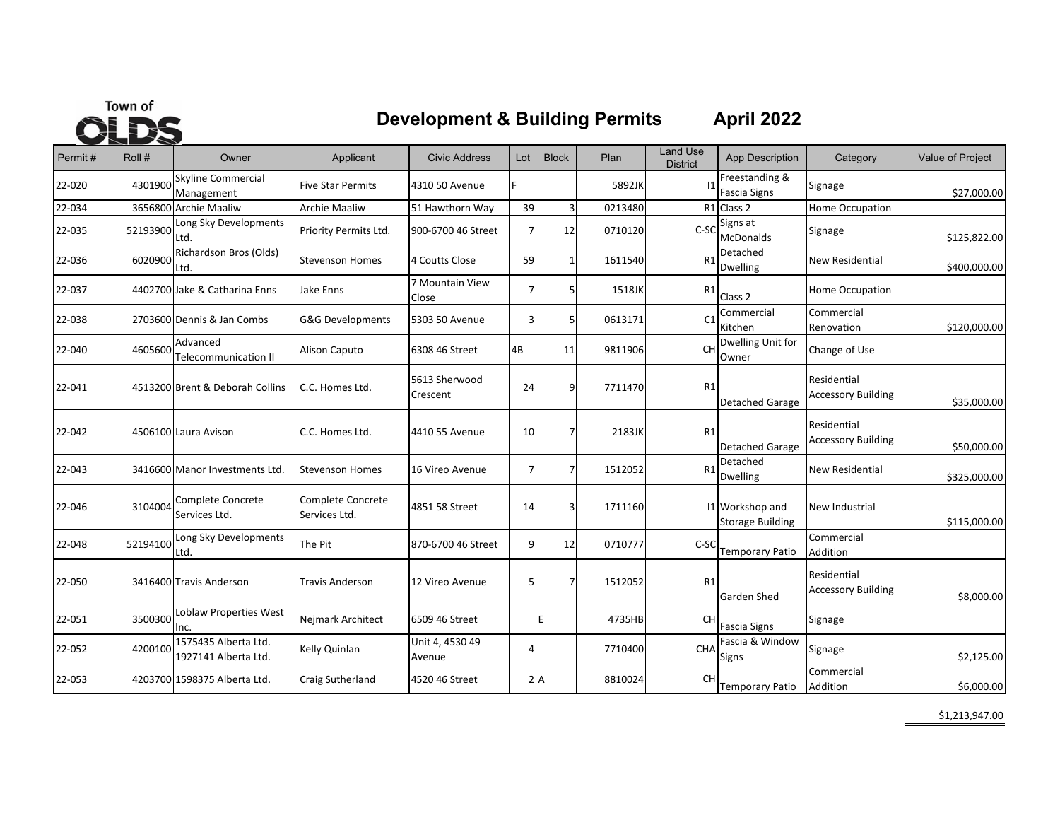# Town of OLDS

## Development & Building Permits April 2022

| Permit # | Roll # | Owner | Applicant | Civic Address | Lot | Block | Plan | Land Use District | App Description | Category | Value of Project |
|---|---|---|---|---|---|---|---|---|---|---|---|
| 22-020 | 4301900 | Skyline Commercial Management | Five Star Permits | 4310 50 Avenue | F | | 5892JK | I1 | Freestanding & Fascia Signs | Signage | $27,000.00 |
| 22-034 | 3656800 | Archie Maaliw | Archie Maaliw | 51 Hawthorn Way | 39 | 3 | 0213480 | R1 | Class 2 | Home Occupation | |
| 22-035 | 52193900 | Long Sky Developments Ltd. | Priority Permits Ltd. | 900-6700 46 Street | 7 | 12 | 0710120 | C-SC | Signs at McDonalds | Signage | $125,822.00 |
| 22-036 | 6020900 | Richardson Bros (Olds) Ltd. | Stevenson Homes | 4 Coutts Close | 59 | 1 | 1611540 | R1 | Detached Dwelling | New Residential | $400,000.00 |
| 22-037 | 4402700 | Jake & Catharina Enns | Jake Enns | 7 Mountain View Close | 7 | 5 | 1518JK | R1 | Class 2 | Home Occupation | |
| 22-038 | 2703600 | Dennis & Jan Combs | G&G Developments | 5303 50 Avenue | 3 | 5 | 0613171 | C1 | Commercial Kitchen | Commercial Renovation | $120,000.00 |
| 22-040 | 4605600 | Advanced Telecommunication II | Alison Caputo | 6308 46 Street | 4B | 11 | 9811906 | CH | Dwelling Unit for Owner | Change of Use | |
| 22-041 | 4513200 | Brent & Deborah Collins | C.C. Homes Ltd. | 5613 Sherwood Crescent | 24 | 9 | 7711470 | R1 | Detached Garage | Residential Accessory Building | $35,000.00 |
| 22-042 | 4506100 | Laura Avison | C.C. Homes Ltd. | 4410 55 Avenue | 10 | 7 | 2183JK | R1 | Detached Garage | Residential Accessory Building | $50,000.00 |
| 22-043 | 3416600 | Manor Investments Ltd. | Stevenson Homes | 16 Vireo Avenue | 7 | 7 | 1512052 | R1 | Detached Dwelling | New Residential | $325,000.00 |
| 22-046 | 3104004 | Complete Concrete Services Ltd. | Complete Concrete Services Ltd. | 4851 58 Street | 14 | 3 | 1711160 | I1 | Workshop and Storage Building | New Industrial | $115,000.00 |
| 22-048 | 52194100 | Long Sky Developments Ltd. | The Pit | 870-6700 46 Street | 9 | 12 | 0710777 | C-SC | Temporary Patio | Commercial Addition | |
| 22-050 | 3416400 | Travis Anderson | Travis Anderson | 12 Vireo Avenue | 5 | 7 | 1512052 | R1 | Garden Shed | Residential Accessory Building | $8,000.00 |
| 22-051 | 3500300 | Loblaw Properties West Inc. | Nejmark Architect | 6509 46 Street | | E | 4735HB | CH | Fascia Signs | Signage | |
| 22-052 | 4200100 | 1575435 Alberta Ltd. 1927141 Alberta Ltd. | Kelly Quinlan | Unit 4, 4530 49 Avenue | 4 | | 7710400 | CHA | Fascia & Window Signs | Signage | $2,125.00 |
| 22-053 | 4203700 | 1598375 Alberta Ltd. | Craig Sutherland | 4520 46 Street | 2 | A | 8810024 | CH | Temporary Patio | Commercial Addition | $6,000.00 |
| | | | | | | | | | | | $1,213,947.00 |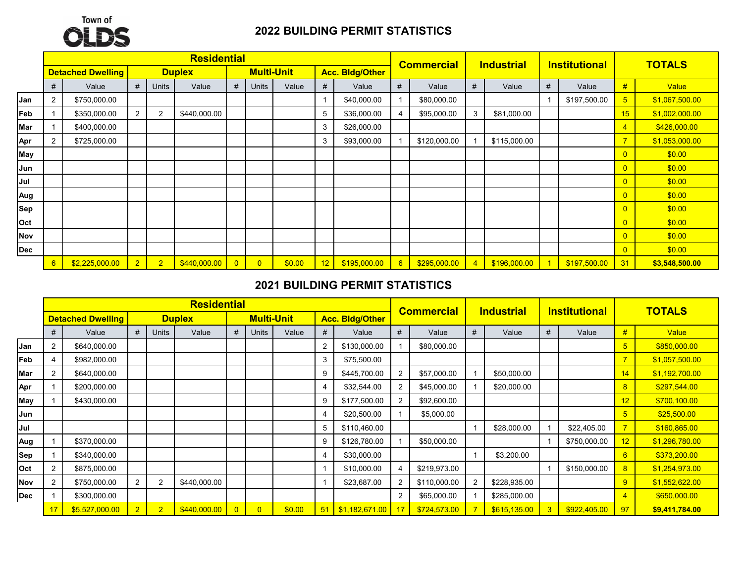Town of OLDS

## 2022 BUILDING PERMIT STATISTICS

| | Residential | | | | | | | | | | Commercial | | Industrial | | Institutional | | TOTALS | |
|---|---|---|---|---|---|---|---|---|---|---|---|---|---|---|---|---|---|---|
| | Detached Dwelling | | Duplex | | | Multi-Unit | | | Acc. Bldg/Other | | | | | | | | | |
| | # | Value | # | Units | Value | # | Units | Value | # | Value | # | Value | # | Value | # | Value | # | Value |
| Jan | 2 | $750,000.00 | | | | | | | 1 | $40,000.00 | 1 | $80,000.00 | | | 1 | $197,500.00 | 5 | $1,067,500.00 |
| Feb | 1 | $350,000.00 | 2 | 2 | $440,000.00 | | | | 5 | $36,000.00 | 4 | $95,000.00 | 3 | $81,000.00 | | | 15 | $1,002,000.00 |
| Mar | 1 | $400,000.00 | | | | | | | 3 | $26,000.00 | | | | | | | 4 | $426,000.00 |
| Apr | 2 | $725,000.00 | | | | | | | 3 | $93,000.00 | 1 | $120,000.00 | 1 | $115,000.00 | | | 7 | $1,053,000.00 |
| May | | | | | | | | | | | | | | | | | 0 | $0.00 |
| Jun | | | | | | | | | | | | | | | | | 0 | $0.00 |
| Jul | | | | | | | | | | | | | | | | | 0 | $0.00 |
| Aug | | | | | | | | | | | | | | | | | 0 | $0.00 |
| Sep | | | | | | | | | | | | | | | | | 0 | $0.00 |
| Oct | | | | | | | | | | | | | | | | | 0 | $0.00 |
| Nov | | | | | | | | | | | | | | | | | 0 | $0.00 |
| Dec | | | | | | | | | | | | | | | | | 0 | $0.00 |
| | 6 | $2,225,000.00 | 2 | 2 | $440,000.00 | 0 | 0 | $0.00 | 12 | $195,000.00 | 6 | $295,000.00 | 4 | $196,000.00 | 1 | $197,500.00 | 31 | **$3,548,500.00** |

## 2021 BUILDING PERMIT STATISTICS

| | Residential | | | | | | | | | | Commercial | | Industrial | | Institutional | | TOTALS | |
|---|---|---|---|---|---|---|---|---|---|---|---|---|---|---|---|---|---|---|
| | Detached Dwelling | | Duplex | | | Multi-Unit | | | Acc. Bldg/Other | | | | | | | | | |
| | # | Value | # | Units | Value | # | Units | Value | # | Value | # | Value | # | Value | # | Value | # | Value |
| Jan | 2 | $640,000.00 | | | | | | | 2 | $130,000.00 | 1 | $80,000.00 | | | | | 5 | $850,000.00 |
| Feb | 4 | $982,000.00 | | | | | | | 3 | $75,500.00 | | | | | | | 7 | $1,057,500.00 |
| Mar | 2 | $640,000.00 | | | | | | | 9 | $445,700.00 | 2 | $57,000.00 | 1 | $50,000.00 | | | 14 | $1,192,700.00 |
| Apr | 1 | $200,000.00 | | | | | | | 4 | $32,544.00 | 2 | $45,000.00 | 1 | $20,000.00 | | | 8 | $297,544.00 |
| May | 1 | $430,000.00 | | | | | | | 9 | $177,500.00 | 2 | $92,600.00 | | | | | 12 | $700,100.00 |
| Jun | | | | | | | | | 4 | $20,500.00 | 1 | $5,000.00 | | | | | 5 | $25,500.00 |
| Jul | | | | | | | | | 5 | $110,460.00 | | | 1 | $28,000.00 | 1 | $22,405.00 | 7 | $160,865.00 |
| Aug | 1 | $370,000.00 | | | | | | | 9 | $126,780.00 | 1 | $50,000.00 | | | 1 | $750,000.00 | 12 | $1,296,780.00 |
| Sep | 1 | $340,000.00 | | | | | | | 4 | $30,000.00 | | | 1 | $3,200.00 | | | 6 | $373,200.00 |
| Oct | 2 | $875,000.00 | | | | | | | 1 | $10,000.00 | 4 | $219,973.00 | | | 1 | $150,000.00 | 8 | $1,254,973.00 |
| Nov | 2 | $750,000.00 | 2 | 2 | $440,000.00 | | | | 1 | $23,687.00 | 2 | $110,000.00 | 2 | $228,935.00 | | | 9 | $1,552,622.00 |
| Dec | 1 | $300,000.00 | | | | | | | | | 2 | $65,000.00 | 1 | $285,000.00 | | | 4 | $650,000.00 |
| | 17 | $5,527,000.00 | 2 | 2 | $440,000.00 | 0 | 0 | $0.00 | 51 | $1,182,671.00 | 17 | $724,573.00 | 7 | $615,135.00 | 3 | $922,405.00 | 97 | **$9,411,784.00** |